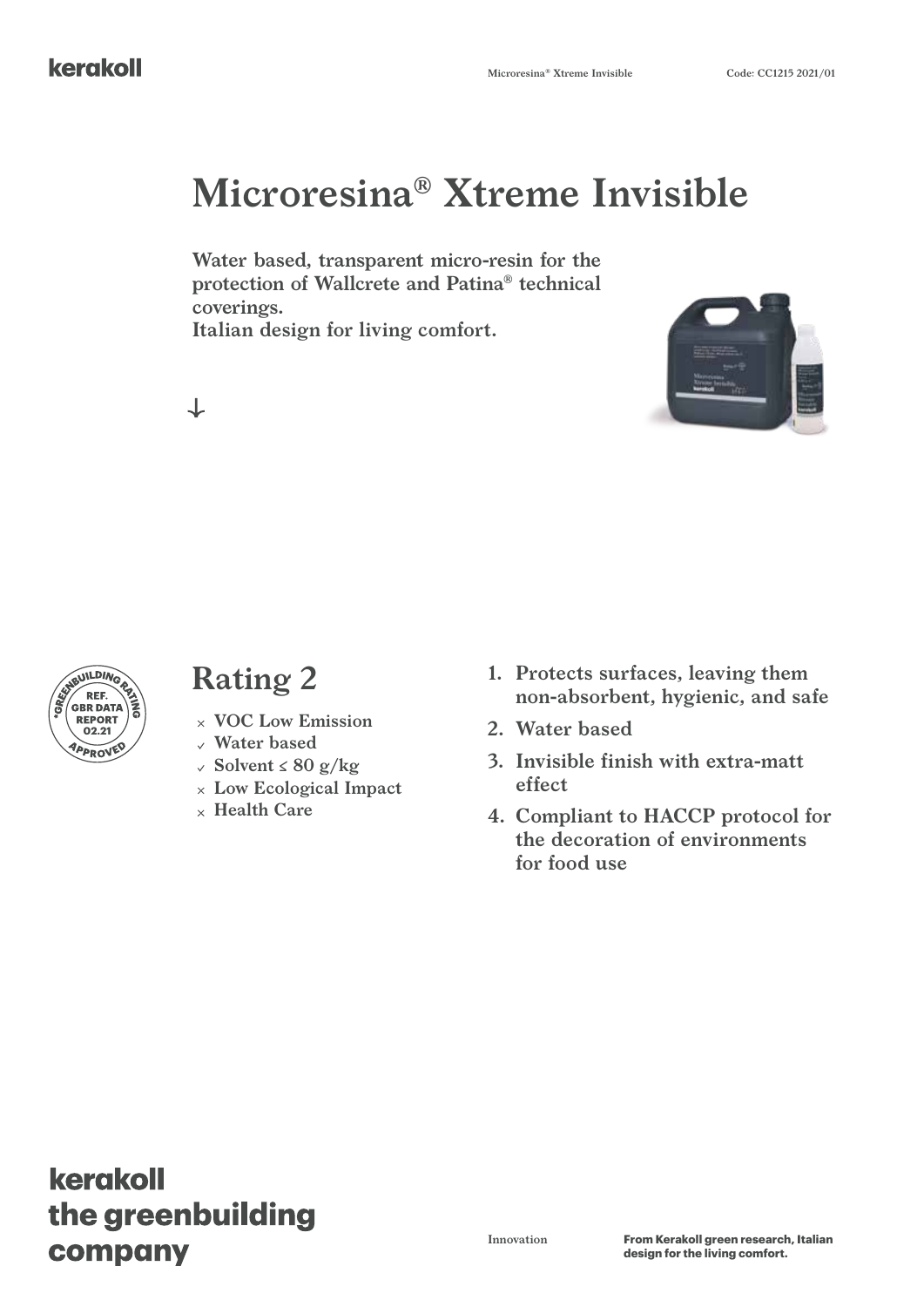# Microresina® Xtreme Invisible

**Water based, transparent micro-resin for the protection of Wallcrete and Patina® technical coverings.**
**Italian design for living comfort.**

GREENBUILDING RATING
REF. GBR DATA REPORT 02.21
APPROVED

## Rating 2

- × VOC Low Emission
- ✓ Water based
- ✓ Solvent ≤ 80 g/kg
- × Low Ecological Impact
- × Health Care

1. Protects surfaces, leaving them non-absorbent, hygienic, and safe
2. Water based
3. Invisible finish with extra-matt effect
4. Compliant to HACCP protocol for the decoration of environments for food use

**kerakoll the greenbuilding company**

Innovation

**From Kerakoll green research, Italian design for the living comfort.**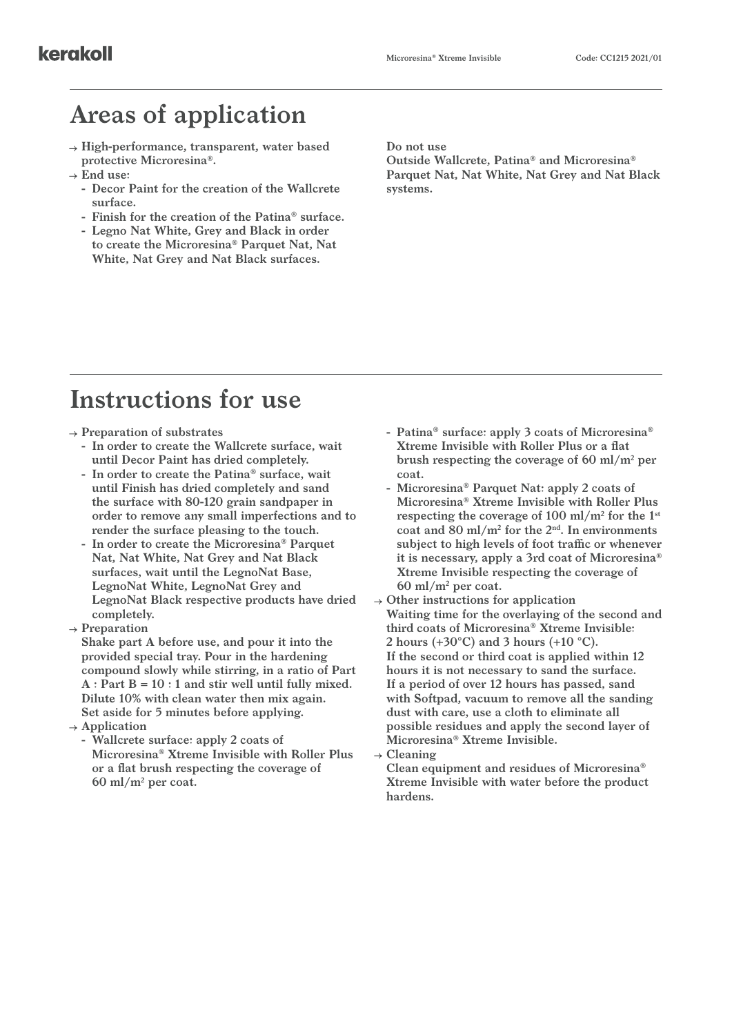# Areas of application

- → High-performance, transparent, water based protective Microresina®.
- → End use:
  - Decor Paint for the creation of the Wallcrete surface.
  - Finish for the creation of the Patina® surface.
  - Legno Nat White, Grey and Black in order to create the Microresina® Parquet Nat, Nat White, Nat Grey and Nat Black surfaces.

**Do not use**
Outside Wallcrete, Patina® and Microresina® Parquet Nat, Nat White, Nat Grey and Nat Black systems.

# Instructions for use

- → Preparation of substrates
  - In order to create the Wallcrete surface, wait until Decor Paint has dried completely.
  - In order to create the Patina® surface, wait until Finish has dried completely and sand the surface with 80-120 grain sandpaper in order to remove any small imperfections and to render the surface pleasing to the touch.
  - In order to create the Microresina® Parquet Nat, Nat White, Nat Grey and Nat Black surfaces, wait until the LegnoNat Base, LegnoNat White, LegnoNat Grey and LegnoNat Black respective products have dried completely.
- → Preparation
  Shake part A before use, and pour it into the provided special tray. Pour in the hardening compound slowly while stirring, in a ratio of Part A : Part B = 10 : 1 and stir well until fully mixed. Dilute 10% with clean water then mix again. Set aside for 5 minutes before applying.
- → Application
  - Wallcrete surface: apply 2 coats of Microresina® Xtreme Invisible with Roller Plus or a flat brush respecting the coverage of 60 ml/m² per coat.
  - Patina® surface: apply 3 coats of Microresina® Xtreme Invisible with Roller Plus or a flat brush respecting the coverage of 60 ml/m² per coat.
  - Microresina® Parquet Nat: apply 2 coats of Microresina® Xtreme Invisible with Roller Plus respecting the coverage of 100 ml/m² for the 1st coat and 80 ml/m² for the 2nd. In environments subject to high levels of foot traffic or whenever it is necessary, apply a 3rd coat of Microresina® Xtreme Invisible respecting the coverage of 60 ml/m² per coat.
- → Other instructions for application
  Waiting time for the overlaying of the second and third coats of Microresina® Xtreme Invisible: 2 hours (+30°C) and 3 hours (+10 °C).
  If the second or third coat is applied within 12 hours it is not necessary to sand the surface. If a period of over 12 hours has passed, sand with Softpad, vacuum to remove all the sanding dust with care, use a cloth to eliminate all possible residues and apply the second layer of Microresina® Xtreme Invisible.
- → Cleaning
  Clean equipment and residues of Microresina® Xtreme Invisible with water before the product hardens.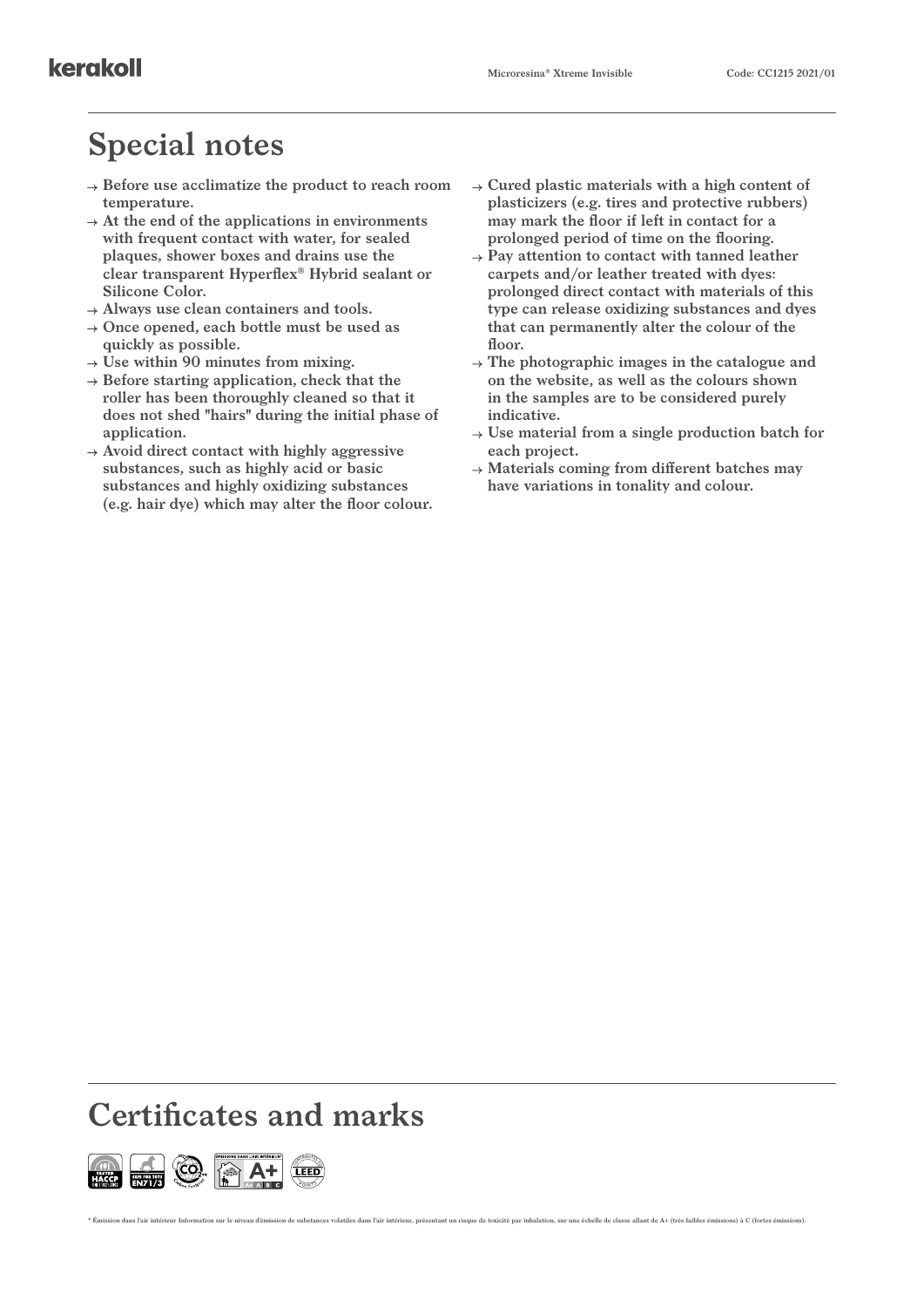## Special notes

- → Before use acclimatize the product to reach room temperature.
- → At the end of the applications in environments with frequent contact with water, for sealed plaques, shower boxes and drains use the clear transparent Hyperflex® Hybrid sealant or Silicone Color.
- → Always use clean containers and tools.
- → Once opened, each bottle must be used as quickly as possible.
- → Use within 90 minutes from mixing.
- → Before starting application, check that the roller has been thoroughly cleaned so that it does not shed "hairs" during the initial phase of application.
- → Avoid direct contact with highly aggressive substances, such as highly acid or basic substances and highly oxidizing substances (e.g. hair dye) which may alter the floor colour.
- → Cured plastic materials with a high content of plasticizers (e.g. tires and protective rubbers) may mark the floor if left in contact for a prolonged period of time on the flooring.
- → Pay attention to contact with tanned leather carpets and/or leather treated with dyes: prolonged direct contact with materials of this type can release oxidizing substances and dyes that can permanently alter the colour of the floor.
- → The photographic images in the catalogue and on the website, as well as the colours shown in the samples are to be considered purely indicative.
- → Use material from a single production batch for each project.
- → Materials coming from different batches may have variations in tonality and colour.

## Certificates and marks

* Émission dans l'air intérieur Information sur le niveau d'émission de substances volatiles dans l'air intérieur, présentant un risque de toxicité par inhalation, sur une échelle de classe allant de A+ (très faibles émissions) à C (fortes émissions).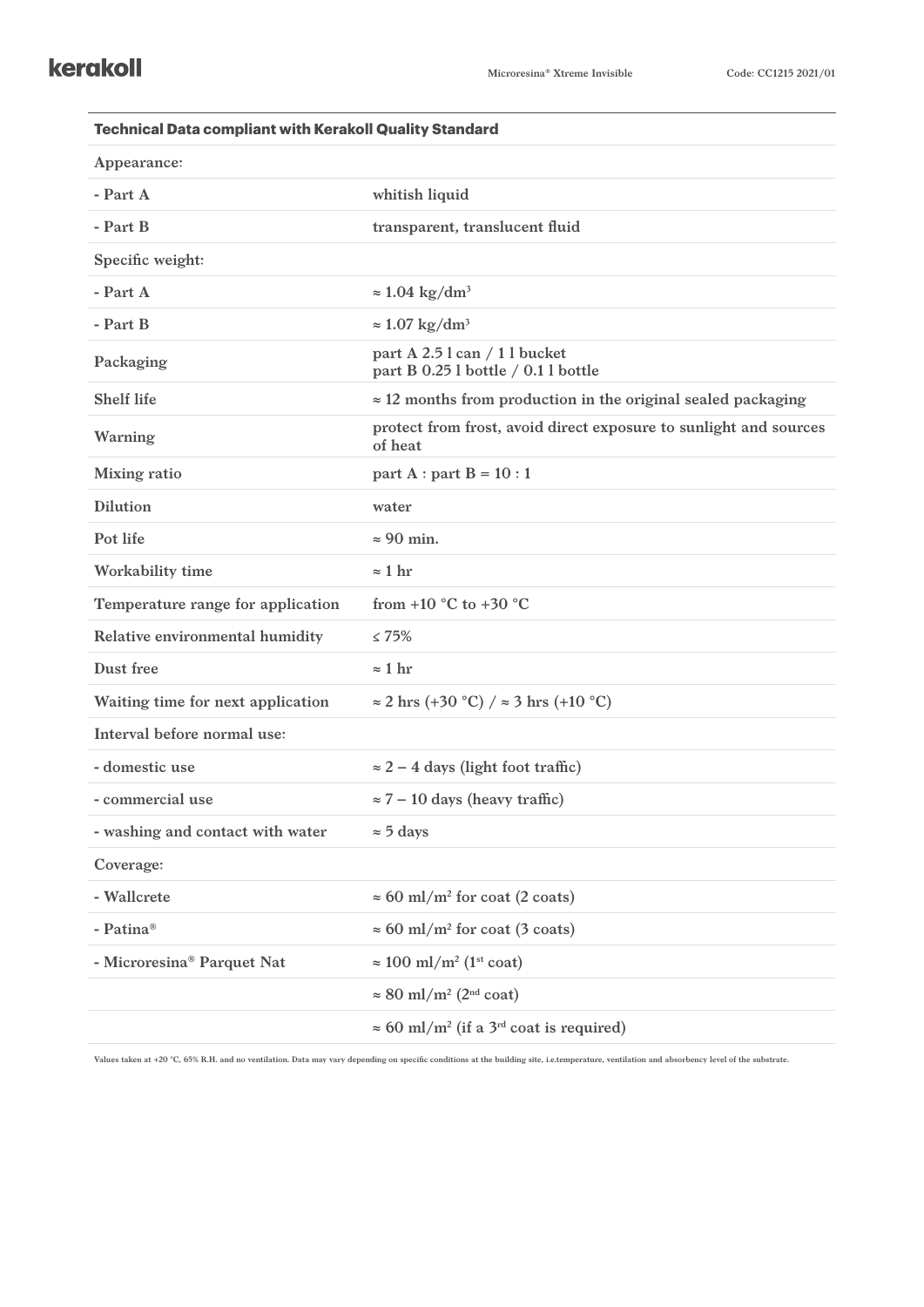| Technical Data compliant with Kerakoll Quality Standard | |
|---|---|
| Appearance: | |
| - Part A | whitish liquid |
| - Part B | transparent, translucent fluid |
| Specific weight: | |
| - Part A | ≈ 1.04 kg/dm³ |
| - Part B | ≈ 1.07 kg/dm³ |
| Packaging | part A 2.5 l can / 1 l bucket<br>part B 0.25 l bottle / 0.1 l bottle |
| Shelf life | ≈ 12 months from production in the original sealed packaging |
| Warning | protect from frost, avoid direct exposure to sunlight and sources of heat |
| Mixing ratio | part A : part B = 10 : 1 |
| Dilution | water |
| Pot life | ≈ 90 min. |
| Workability time | ≈ 1 hr |
| Temperature range for application | from +10 °C to +30 °C |
| Relative environmental humidity | ≤ 75% |
| Dust free | ≈ 1 hr |
| Waiting time for next application | ≈ 2 hrs (+30 °C) / ≈ 3 hrs (+10 °C) |
| Interval before normal use: | |
| - domestic use | ≈ 2 – 4 days (light foot traffic) |
| - commercial use | ≈ 7 – 10 days (heavy traffic) |
| - washing and contact with water | ≈ 5 days |
| Coverage: | |
| - Wallcrete | ≈ 60 ml/m² for coat (2 coats) |
| - Patina® | ≈ 60 ml/m² for coat (3 coats) |
| - Microresina® Parquet Nat | ≈ 100 ml/m² (1st coat) |
| | ≈ 80 ml/m² (2nd coat) |
| | ≈ 60 ml/m² (if a 3rd coat is required) |

Values taken at +20 °C, 65% R.H. and no ventilation. Data may vary depending on specific conditions at the building site, i.e.temperature, ventilation and absorbency level of the substrate.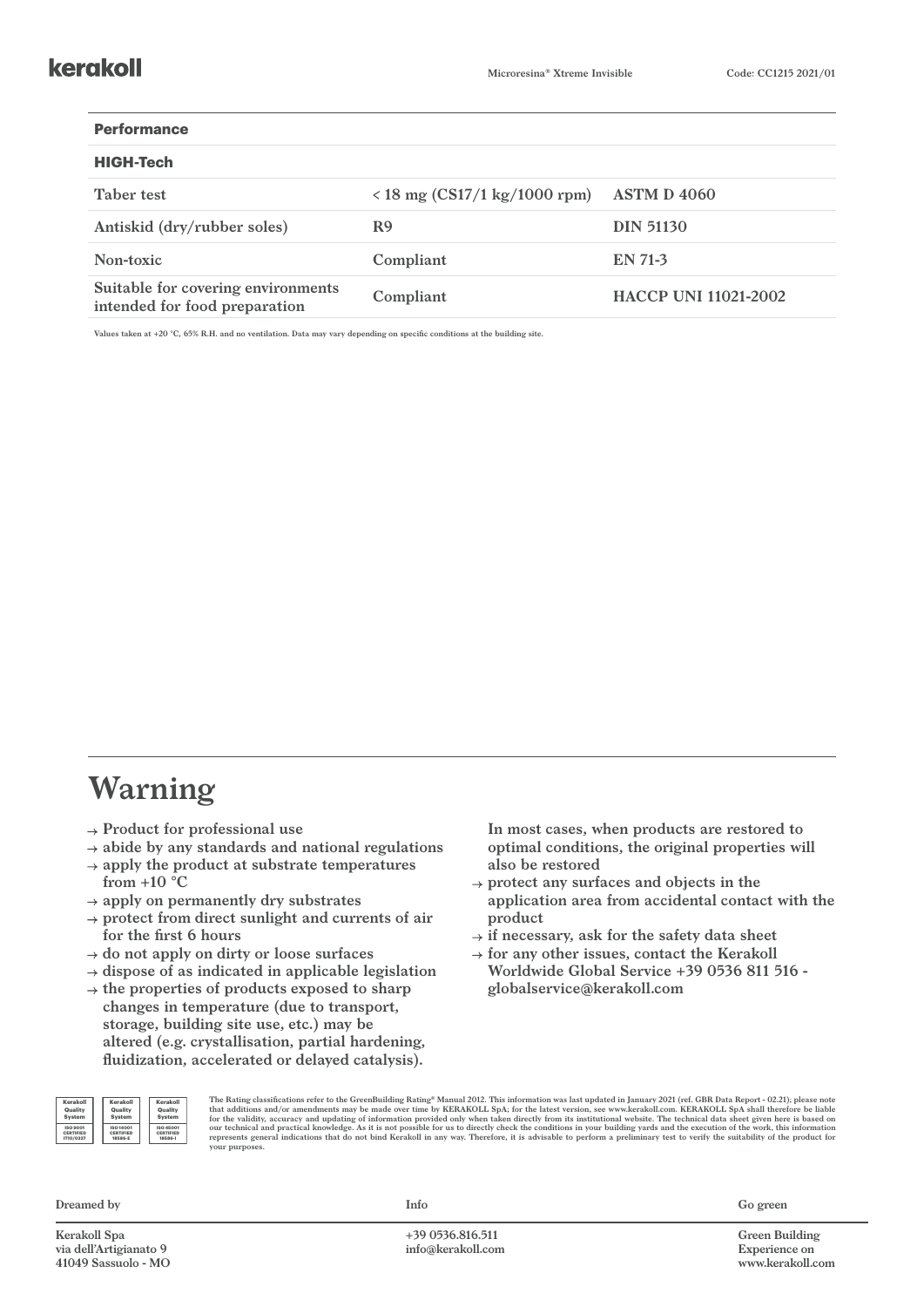| Performance | | |
|---|---|---|
| **HIGH-Tech** | | |
| Taber test | < 18 mg (CS17/1 kg/1000 rpm) | ASTM D 4060 |
| Antiskid (dry/rubber soles) | R9 | DIN 51130 |
| Non-toxic | Compliant | EN 71-3 |
| Suitable for covering environments intended for food preparation | Compliant | HACCP UNI 11021-2002 |

Values taken at +20 °C, 65% R.H. and no ventilation. Data may vary depending on specific conditions at the building site.

# Warning

- → Product for professional use
- → abide by any standards and national regulations
- → apply the product at substrate temperatures from +10 °C
- → apply on permanently dry substrates
- → protect from direct sunlight and currents of air for the first 6 hours
- → do not apply on dirty or loose surfaces
- → dispose of as indicated in applicable legislation
- → the properties of products exposed to sharp changes in temperature (due to transport, storage, building site use, etc.) may be altered (e.g. crystallisation, partial hardening, fluidization, accelerated or delayed catalysis). In most cases, when products are restored to optimal conditions, the original properties will also be restored
- → protect any surfaces and objects in the application area from accidental contact with the product
- → if necessary, ask for the safety data sheet
- → for any other issues, contact the Kerakoll Worldwide Global Service +39 0536 811 516 - globalservice@kerakoll.com

Kerakoll Quality System ISO 9001 CERTIFIED IT10/0337 — Kerakoll Quality System ISO 14001 CERTIFIED 18585-E — Kerakoll Quality System ISO 45001 CERTIFIED 18586-I

The Rating classifications refer to the GreenBuilding Rating® Manual 2012. This information was last updated in January 2021 (ref. GBR Data Report - 02.21); please note that additions and/or amendments may be made over time by KERAKOLL SpA; for the latest version, see www.kerakoll.com. KERAKOLL SpA shall therefore be liable for the validity, accuracy and updating of information provided only when taken directly from its institutional website. The technical data sheet given here is based on our technical and practical knowledge. As it is not possible for us to directly check the conditions in your building yards and the execution of the work, this information represents general indications that do not bind Kerakoll in any way. Therefore, it is advisable to perform a preliminary test to verify the suitability of the product for your purposes.

| Dreamed by | Info | Go green |
|---|---|---|
| Kerakoll Spa<br>via dell'Artigianato 9<br>41049 Sassuolo - MO | +39 0536.816.511<br>info@kerakoll.com | Green Building<br>Experience on<br>www.kerakoll.com |